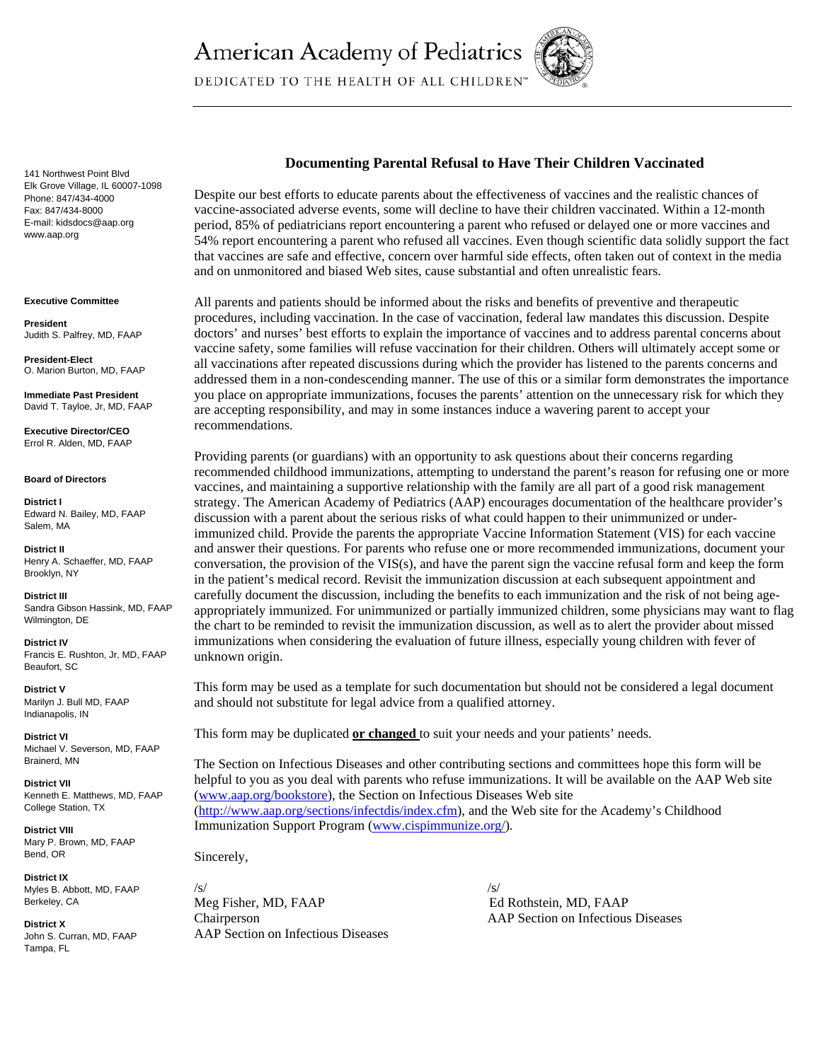American Academy of Pediatrics

DEDICATED TO THE HEALTH OF ALL CHILDREN™

141 Northwest Point Blvd
Elk Grove Village, IL 60007-1098
Phone: 847/434-4000
Fax: 847/434-8000
E-mail: kidsdocs@aap.org
www.aap.org

**Executive Committee**

**President**
Judith S. Palfrey, MD, FAAP

**President-Elect**
O. Marion Burton, MD, FAAP

**Immediate Past President**
David T. Tayloe, Jr, MD, FAAP

**Executive Director/CEO**
Errol R. Alden, MD, FAAP

**Board of Directors**

**District I**
Edward N. Bailey, MD, FAAP
Salem, MA

**District II**
Henry A. Schaeffer, MD, FAAP
Brooklyn, NY

**District III**
Sandra Gibson Hassink, MD, FAAP
Wilmington, DE

**District IV**
Francis E. Rushton, Jr, MD, FAAP
Beaufort, SC

**District V**
Marilyn J. Bull MD, FAAP
Indianapolis, IN

**District VI**
Michael V. Severson, MD, FAAP
Brainerd, MN

**District VII**
Kenneth E. Matthews, MD, FAAP
College Station, TX

**District VIII**
Mary P. Brown, MD, FAAP
Bend, OR

**District IX**
Myles B. Abbott, MD, FAAP
Berkeley, CA

**District X**
John S. Curran, MD, FAAP
Tampa, FL

## Documenting Parental Refusal to Have Their Children Vaccinated

Despite our best efforts to educate parents about the effectiveness of vaccines and the realistic chances of vaccine-associated adverse events, some will decline to have their children vaccinated. Within a 12-month period, 85% of pediatricians report encountering a parent who refused or delayed one or more vaccines and 54% report encountering a parent who refused all vaccines. Even though scientific data solidly support the fact that vaccines are safe and effective, concern over harmful side effects, often taken out of context in the media and on unmonitored and biased Web sites, cause substantial and often unrealistic fears.

All parents and patients should be informed about the risks and benefits of preventive and therapeutic procedures, including vaccination. In the case of vaccination, federal law mandates this discussion. Despite doctors' and nurses' best efforts to explain the importance of vaccines and to address parental concerns about vaccine safety, some families will refuse vaccination for their children. Others will ultimately accept some or all vaccinations after repeated discussions during which the provider has listened to the parents concerns and addressed them in a non-condescending manner. The use of this or a similar form demonstrates the importance you place on appropriate immunizations, focuses the parents' attention on the unnecessary risk for which they are accepting responsibility, and may in some instances induce a wavering parent to accept your recommendations.

Providing parents (or guardians) with an opportunity to ask questions about their concerns regarding recommended childhood immunizations, attempting to understand the parent's reason for refusing one or more vaccines, and maintaining a supportive relationship with the family are all part of a good risk management strategy. The American Academy of Pediatrics (AAP) encourages documentation of the healthcare provider's discussion with a parent about the serious risks of what could happen to their unimmunized or under-immunized child. Provide the parents the appropriate Vaccine Information Statement (VIS) for each vaccine and answer their questions. For parents who refuse one or more recommended immunizations, document your conversation, the provision of the VIS(s), and have the parent sign the vaccine refusal form and keep the form in the patient's medical record. Revisit the immunization discussion at each subsequent appointment and carefully document the discussion, including the benefits to each immunization and the risk of not being age-appropriately immunized. For unimmunized or partially immunized children, some physicians may want to flag the chart to be reminded to revisit the immunization discussion, as well as to alert the provider about missed immunizations when considering the evaluation of future illness, especially young children with fever of unknown origin.

This form may be used as a template for such documentation but should not be considered a legal document and should not substitute for legal advice from a qualified attorney.

This form may be duplicated **or changed** to suit your needs and your patients' needs.

The Section on Infectious Diseases and other contributing sections and committees hope this form will be helpful to you as you deal with parents who refuse immunizations. It will be available on the AAP Web site (www.aap.org/bookstore), the Section on Infectious Diseases Web site (http://www.aap.org/sections/infectdis/index.cfm), and the Web site for the Academy's Childhood Immunization Support Program (www.cispimmunize.org/).

Sincerely,

/s/
Meg Fisher, MD, FAAP
Chairperson
AAP Section on Infectious Diseases

/s/
Ed Rothstein, MD, FAAP
AAP Section on Infectious Diseases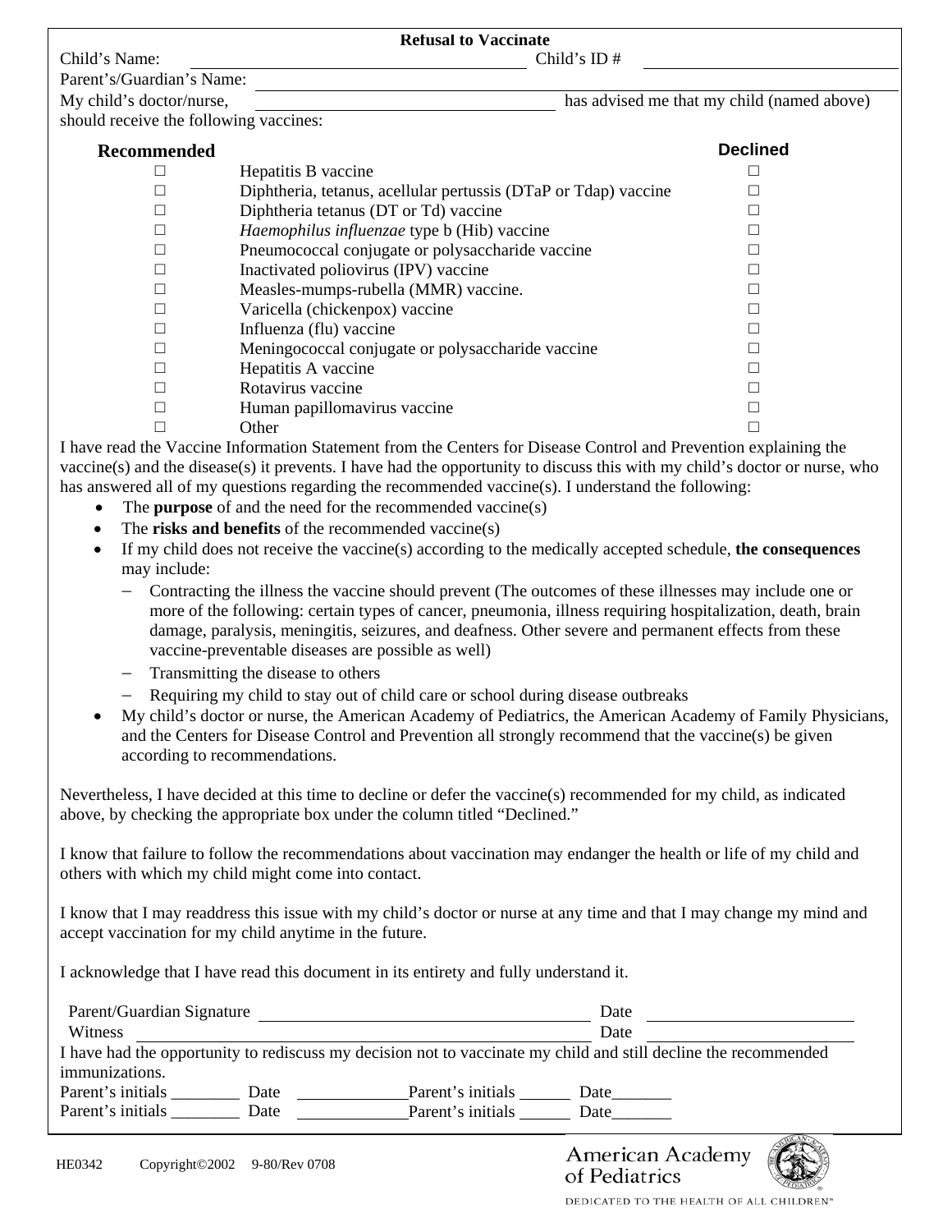# Refusal to Vaccinate

Child's Name: ______________________ Child's ID # ______________________

Parent's/Guardian's Name: ______________________

My child's doctor/nurse, ______________________ has advised me that my child (named above) should receive the following vaccines:

| Recommended | | Declined |
|---|---|---|
| ☐ | Hepatitis B vaccine | ☐ |
| ☐ | Diphtheria, tetanus, acellular pertussis (DTaP or Tdap) vaccine | ☐ |
| ☐ | Diphtheria tetanus (DT or Td) vaccine | ☐ |
| ☐ | *Haemophilus influenzae* type b (Hib) vaccine | ☐ |
| ☐ | Pneumococcal conjugate or polysaccharide vaccine | ☐ |
| ☐ | Inactivated poliovirus (IPV) vaccine | ☐ |
| ☐ | Measles-mumps-rubella (MMR) vaccine. | ☐ |
| ☐ | Varicella (chickenpox) vaccine | ☐ |
| ☐ | Influenza (flu) vaccine | ☐ |
| ☐ | Meningococcal conjugate or polysaccharide vaccine | ☐ |
| ☐ | Hepatitis A vaccine | ☐ |
| ☐ | Rotavirus vaccine | ☐ |
| ☐ | Human papillomavirus vaccine | ☐ |
| ☐ | Other | ☐ |

I have read the Vaccine Information Statement from the Centers for Disease Control and Prevention explaining the vaccine(s) and the disease(s) it prevents. I have had the opportunity to discuss this with my child's doctor or nurse, who has answered all of my questions regarding the recommended vaccine(s). I understand the following:

- The **purpose** of and the need for the recommended vaccine(s)
- The **risks and benefits** of the recommended vaccine(s)
- If my child does not receive the vaccine(s) according to the medically accepted schedule, **the consequences** may include:
  - Contracting the illness the vaccine should prevent (The outcomes of these illnesses may include one or more of the following: certain types of cancer, pneumonia, illness requiring hospitalization, death, brain damage, paralysis, meningitis, seizures, and deafness. Other severe and permanent effects from these vaccine-preventable diseases are possible as well)
  - Transmitting the disease to others
  - Requiring my child to stay out of child care or school during disease outbreaks
- My child's doctor or nurse, the American Academy of Pediatrics, the American Academy of Family Physicians, and the Centers for Disease Control and Prevention all strongly recommend that the vaccine(s) be given according to recommendations.

Nevertheless, I have decided at this time to decline or defer the vaccine(s) recommended for my child, as indicated above, by checking the appropriate box under the column titled "Declined."

I know that failure to follow the recommendations about vaccination may endanger the health or life of my child and others with which my child might come into contact.

I know that I may readdress this issue with my child's doctor or nurse at any time and that I may change my mind and accept vaccination for my child anytime in the future.

I acknowledge that I have read this document in its entirety and fully understand it.

Parent/Guardian Signature ______________________ Date ______________

Witness ______________________ Date ______________

I have had the opportunity to rediscuss my decision not to vaccinate my child and still decline the recommended immunizations.

Parent's initials ________ Date ____________ Parent's initials ______ Date_______

Parent's initials ________ Date ____________ Parent's initials ______ Date_______

HE0342 Copyright©2002 9-80/Rev 0708

American Academy of Pediatrics

DEDICATED TO THE HEALTH OF ALL CHILDREN™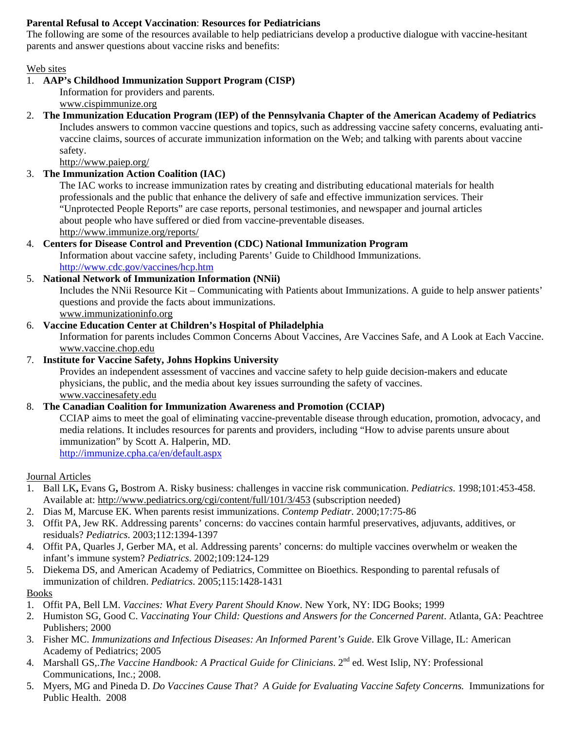**Parental Refusal to Accept Vaccination**: **Resources for Pediatricians**

The following are some of the resources available to help pediatricians develop a productive dialogue with vaccine-hesitant parents and answer questions about vaccine risks and benefits:

Web sites

1. **AAP's Childhood Immunization Support Program (CISP)**
   Information for providers and parents.
   www.cispimmunize.org
2. **The Immunization Education Program (IEP) of the Pennsylvania Chapter of the American Academy of Pediatrics**
   Includes answers to common vaccine questions and topics, such as addressing vaccine safety concerns, evaluating anti-vaccine claims, sources of accurate immunization information on the Web; and talking with parents about vaccine safety.
   http://www.paiep.org/
3. **The Immunization Action Coalition (IAC)**
   The IAC works to increase immunization rates by creating and distributing educational materials for health professionals and the public that enhance the delivery of safe and effective immunization services. Their "Unprotected People Reports" are case reports, personal testimonies, and newspaper and journal articles about people who have suffered or died from vaccine-preventable diseases.
   http://www.immunize.org/reports/
4. **Centers for Disease Control and Prevention (CDC) National Immunization Program**
   Information about vaccine safety, including Parents' Guide to Childhood Immunizations.
   http://www.cdc.gov/vaccines/hcp.htm
5. **National Network of Immunization Information (NNii)**
   Includes the NNii Resource Kit – Communicating with Patients about Immunizations. A guide to help answer patients' questions and provide the facts about immunizations.
   www.immunizationinfo.org
6. **Vaccine Education Center at Children's Hospital of Philadelphia**
   Information for parents includes Common Concerns About Vaccines, Are Vaccines Safe, and A Look at Each Vaccine.
   www.vaccine.chop.edu
7. **Institute for Vaccine Safety, Johns Hopkins University**
   Provides an independent assessment of vaccines and vaccine safety to help guide decision-makers and educate physicians, the public, and the media about key issues surrounding the safety of vaccines.
   www.vaccinesafety.edu
8. **The Canadian Coalition for Immunization Awareness and Promotion (CCIAP)**
   CCIAP aims to meet the goal of eliminating vaccine-preventable disease through education, promotion, advocacy, and media relations. It includes resources for parents and providers, including "How to advise parents unsure about immunization" by Scott A. Halperin, MD.
   http://immunize.cpha.ca/en/default.aspx

Journal Articles

1. Ball LK**,** Evans G**,** Bostrom A. Risky business: challenges in vaccine risk communication. *Pediatrics*. 1998;101:453-458. Available at: http://www.pediatrics.org/cgi/content/full/101/3/453 (subscription needed)
2. Dias M, Marcuse EK. When parents resist immunizations. *Contemp Pediatr*. 2000;17:75-86
3. Offit PA, Jew RK. Addressing parents' concerns: do vaccines contain harmful preservatives, adjuvants, additives, or residuals? *Pediatrics*. 2003;112:1394-1397
4. Offit PA, Quarles J, Gerber MA, et al. Addressing parents' concerns: do multiple vaccines overwhelm or weaken the infant's immune system? *Pediatrics*. 2002;109:124-129
5. Diekema DS, and American Academy of Pediatrics, Committee on Bioethics. Responding to parental refusals of immunization of children. *Pediatrics*. 2005;115:1428-1431

Books

1. Offit PA, Bell LM. *Vaccines: What Every Parent Should Know*. New York, NY: IDG Books; 1999
2. Humiston SG, Good C. *Vaccinating Your Child: Questions and Answers for the Concerned Parent*. Atlanta, GA: Peachtree Publishers; 2000
3. Fisher MC. *Immunizations and Infectious Diseases: An Informed Parent's Guide*. Elk Grove Village, IL: American Academy of Pediatrics; 2005
4. Marshall GS,.*The Vaccine Handbook: A Practical Guide for Clinicians*. 2nd ed. West Islip, NY: Professional Communications, Inc.; 2008.
5. Myers, MG and Pineda D. *Do Vaccines Cause That? A Guide for Evaluating Vaccine Safety Concerns.* Immunizations for Public Health. 2008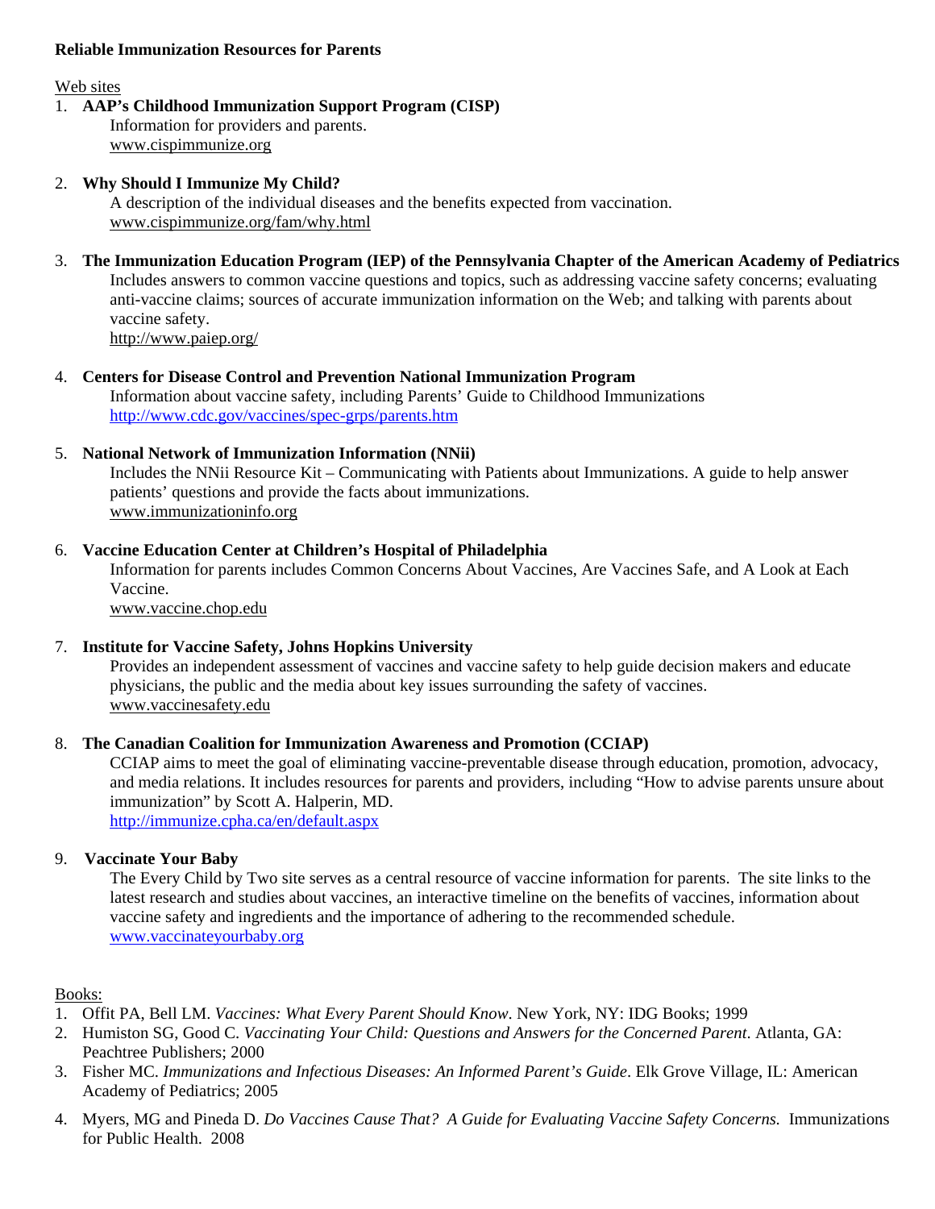**Reliable Immunization Resources for Parents**

Web sites

1. **AAP's Childhood Immunization Support Program (CISP)**
   Information for providers and parents.
   www.cispimmunize.org

2. **Why Should I Immunize My Child?**
   A description of the individual diseases and the benefits expected from vaccination.
   www.cispimmunize.org/fam/why.html

3. **The Immunization Education Program (IEP) of the Pennsylvania Chapter of the American Academy of Pediatrics**
   Includes answers to common vaccine questions and topics, such as addressing vaccine safety concerns; evaluating anti-vaccine claims; sources of accurate immunization information on the Web; and talking with parents about vaccine safety.
   http://www.paiep.org/

4. **Centers for Disease Control and Prevention National Immunization Program**
   Information about vaccine safety, including Parents' Guide to Childhood Immunizations
   http://www.cdc.gov/vaccines/spec-grps/parents.htm

5. **National Network of Immunization Information (NNii)**
   Includes the NNii Resource Kit – Communicating with Patients about Immunizations. A guide to help answer patients' questions and provide the facts about immunizations.
   www.immunizationinfo.org

6. **Vaccine Education Center at Children's Hospital of Philadelphia**
   Information for parents includes Common Concerns About Vaccines, Are Vaccines Safe, and A Look at Each Vaccine.
   www.vaccine.chop.edu

7. **Institute for Vaccine Safety, Johns Hopkins University**
   Provides an independent assessment of vaccines and vaccine safety to help guide decision makers and educate physicians, the public and the media about key issues surrounding the safety of vaccines.
   www.vaccinesafety.edu

8. **The Canadian Coalition for Immunization Awareness and Promotion (CCIAP)**
   CCIAP aims to meet the goal of eliminating vaccine-preventable disease through education, promotion, advocacy, and media relations. It includes resources for parents and providers, including "How to advise parents unsure about immunization" by Scott A. Halperin, MD.
   http://immunize.cpha.ca/en/default.aspx

9. **Vaccinate Your Baby**
   The Every Child by Two site serves as a central resource of vaccine information for parents. The site links to the latest research and studies about vaccines, an interactive timeline on the benefits of vaccines, information about vaccine safety and ingredients and the importance of adhering to the recommended schedule.
   www.vaccinateyourbaby.org

Books:

1. Offit PA, Bell LM. *Vaccines: What Every Parent Should Know*. New York, NY: IDG Books; 1999
2. Humiston SG, Good C. *Vaccinating Your Child: Questions and Answers for the Concerned Parent*. Atlanta, GA: Peachtree Publishers; 2000
3. Fisher MC. *Immunizations and Infectious Diseases: An Informed Parent's Guide*. Elk Grove Village, IL: American Academy of Pediatrics; 2005
4. Myers, MG and Pineda D. *Do Vaccines Cause That? A Guide for Evaluating Vaccine Safety Concerns.* Immunizations for Public Health. 2008